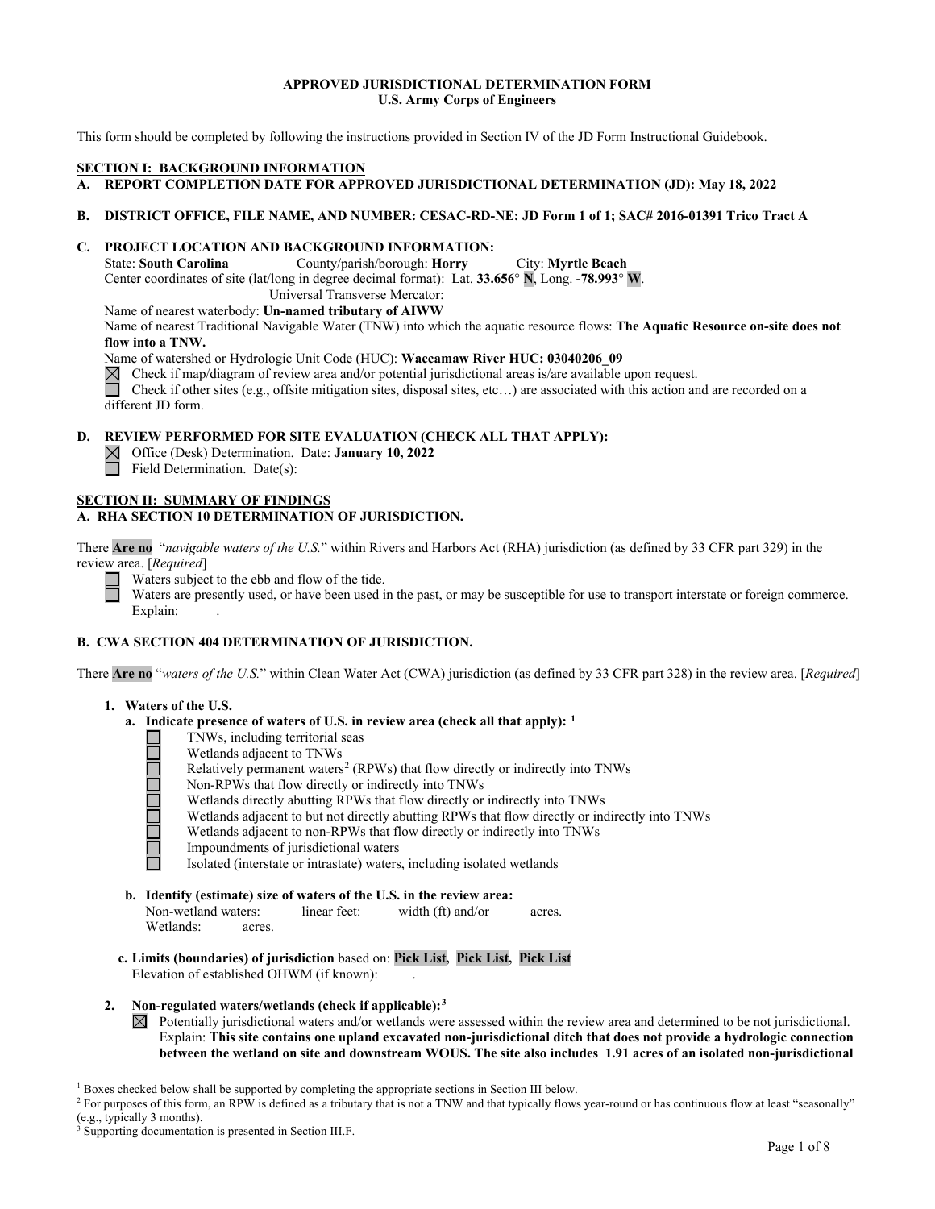**APPROVED JURISDICTIONAL DETERMINATION FORM**
**U.S. Army Corps of Engineers**

This form should be completed by following the instructions provided in Section IV of the JD Form Instructional Guidebook.

## SECTION I: BACKGROUND INFORMATION

**A. REPORT COMPLETION DATE FOR APPROVED JURISDICTIONAL DETERMINATION (JD): May 18, 2022**

**B. DISTRICT OFFICE, FILE NAME, AND NUMBER: CESAC-RD-NE: JD Form 1 of 1; SAC# 2016-01391 Trico Tract A**

**C. PROJECT LOCATION AND BACKGROUND INFORMATION:**

State: **South Carolina** County/parish/borough: **Horry** City: **Myrtle Beach**

Center coordinates of site (lat/long in degree decimal format): Lat. **33.656**° **N**, Long. **-78.993**° **W**.

Universal Transverse Mercator:

Name of nearest waterbody: **Un-named tributary of AIWW**

Name of nearest Traditional Navigable Water (TNW) into which the aquatic resource flows: **The Aquatic Resource on-site does not flow into a TNW.**

Name of watershed or Hydrologic Unit Code (HUC): **Waccamaw River HUC: 03040206_09**

☒ Check if map/diagram of review area and/or potential jurisdictional areas is/are available upon request.

☐ Check if other sites (e.g., offsite mitigation sites, disposal sites, etc…) are associated with this action and are recorded on a different JD form.

**D. REVIEW PERFORMED FOR SITE EVALUATION (CHECK ALL THAT APPLY):**

☒ Office (Desk) Determination. Date: **January 10, 2022**

☐ Field Determination. Date(s):

## SECTION II: SUMMARY OF FINDINGS

**A. RHA SECTION 10 DETERMINATION OF JURISDICTION.**

There **Are no** "*navigable waters of the U.S.*" within Rivers and Harbors Act (RHA) jurisdiction (as defined by 33 CFR part 329) in the review area. [*Required*]

☐ Waters subject to the ebb and flow of the tide.

☐ Waters are presently used, or have been used in the past, or may be susceptible for use to transport interstate or foreign commerce. Explain: .

**B. CWA SECTION 404 DETERMINATION OF JURISDICTION.**

There **Are no** "*waters of the U.S.*" within Clean Water Act (CWA) jurisdiction (as defined by 33 CFR part 328) in the review area. [*Required*]

**1. Waters of the U.S.**

**a. Indicate presence of waters of U.S. in review area (check all that apply):** [1]

☐ TNWs, including territorial seas
☐ Wetlands adjacent to TNWs
☐ Relatively permanent waters[2] (RPWs) that flow directly or indirectly into TNWs
☐ Non-RPWs that flow directly or indirectly into TNWs
☐ Wetlands directly abutting RPWs that flow directly or indirectly into TNWs
☐ Wetlands adjacent to but not directly abutting RPWs that flow directly or indirectly into TNWs
☐ Wetlands adjacent to non-RPWs that flow directly or indirectly into TNWs
☐ Impoundments of jurisdictional waters
☐ Isolated (interstate or intrastate) waters, including isolated wetlands

**b. Identify (estimate) size of waters of the U.S. in the review area:**

Non-wetland waters: linear feet: width (ft) and/or acres.
Wetlands: acres.

**c. Limits (boundaries) of jurisdiction** based on: **Pick List, Pick List, Pick List**

Elevation of established OHWM (if known): .

**2. Non-regulated waters/wetlands (check if applicable):**[3]

☒ Potentially jurisdictional waters and/or wetlands were assessed within the review area and determined to be not jurisdictional. Explain: **This site contains one upland excavated non-jurisdictional ditch that does not provide a hydrologic connection between the wetland on site and downstream WOUS. The site also includes 1.91 acres of an isolated non-jurisdictional**

---

[1] Boxes checked below shall be supported by completing the appropriate sections in Section III below.

[2] For purposes of this form, an RPW is defined as a tributary that is not a TNW and that typically flows year-round or has continuous flow at least "seasonally" (e.g., typically 3 months).

[3] Supporting documentation is presented in Section III.F.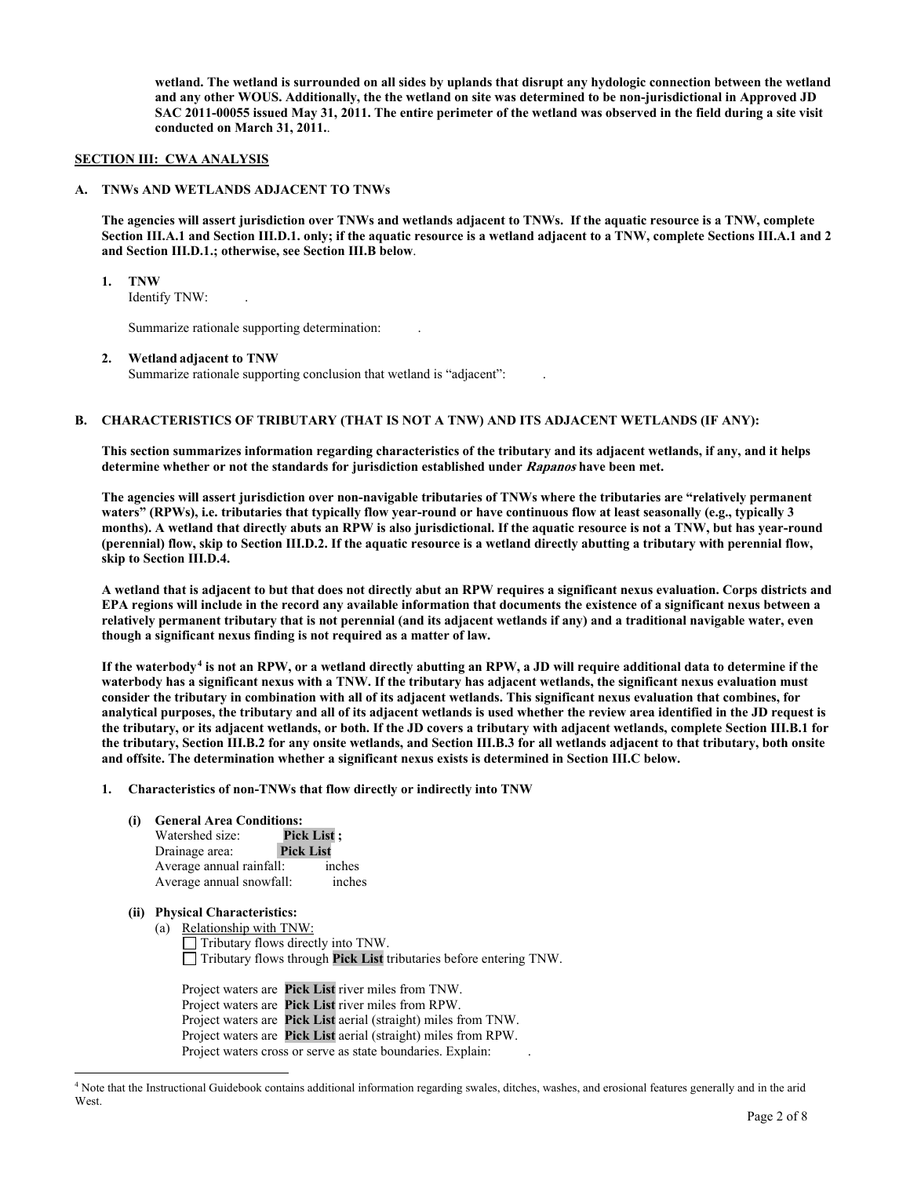**wetland. The wetland is surrounded on all sides by uplands that disrupt any hydrologic connection between the wetland and any other WOUS. Additionally, the the wetland on site was determined to be non-jurisdictional in Approved JD SAC 2011-00055 issued May 31, 2011. The entire perimeter of the wetland was observed in the field during a site visit conducted on March 31, 2011.**.

## SECTION III: CWA ANALYSIS

### A. TNWs AND WETLANDS ADJACENT TO TNWs

**The agencies will assert jurisdiction over TNWs and wetlands adjacent to TNWs. If the aquatic resource is a TNW, complete Section III.A.1 and Section III.D.1. only; if the aquatic resource is a wetland adjacent to a TNW, complete Sections III.A.1 and 2 and Section III.D.1.; otherwise, see Section III.B below**.

**1. TNW**

Identify TNW: .

Summarize rationale supporting determination: .

**2. Wetland adjacent to TNW**

Summarize rationale supporting conclusion that wetland is "adjacent": .

### B. CHARACTERISTICS OF TRIBUTARY (THAT IS NOT A TNW) AND ITS ADJACENT WETLANDS (IF ANY):

**This section summarizes information regarding characteristics of the tributary and its adjacent wetlands, if any, and it helps determine whether or not the standards for jurisdiction established under *Rapanos* have been met.**

**The agencies will assert jurisdiction over non-navigable tributaries of TNWs where the tributaries are "relatively permanent waters" (RPWs), i.e. tributaries that typically flow year-round or have continuous flow at least seasonally (e.g., typically 3 months). A wetland that directly abuts an RPW is also jurisdictional. If the aquatic resource is not a TNW, but has year-round (perennial) flow, skip to Section III.D.2. If the aquatic resource is a wetland directly abutting a tributary with perennial flow, skip to Section III.D.4.**

**A wetland that is adjacent to but that does not directly abut an RPW requires a significant nexus evaluation. Corps districts and EPA regions will include in the record any available information that documents the existence of a significant nexus between a relatively permanent tributary that is not perennial (and its adjacent wetlands if any) and a traditional navigable water, even though a significant nexus finding is not required as a matter of law.**

**If the waterbody[4] is not an RPW, or a wetland directly abutting an RPW, a JD will require additional data to determine if the waterbody has a significant nexus with a TNW. If the tributary has adjacent wetlands, the significant nexus evaluation must consider the tributary in combination with all of its adjacent wetlands. This significant nexus evaluation that combines, for analytical purposes, the tributary and all of its adjacent wetlands is used whether the review area identified in the JD request is the tributary, or its adjacent wetlands, or both. If the JD covers a tributary with adjacent wetlands, complete Section III.B.1 for the tributary, Section III.B.2 for any onsite wetlands, and Section III.B.3 for all wetlands adjacent to that tributary, both onsite and offsite. The determination whether a significant nexus exists is determined in Section III.C below.**

**1. Characteristics of non-TNWs that flow directly or indirectly into TNW**

**(i) General Area Conditions:**

Watershed size: **Pick List** ;
Drainage area: **Pick List**
Average annual rainfall: inches
Average annual snowfall: inches

**(ii) Physical Characteristics:**

(a) Relationship with TNW:

☐ Tributary flows directly into TNW.
☐ Tributary flows through **Pick List** tributaries before entering TNW.

Project waters are **Pick List** river miles from TNW.
Project waters are **Pick List** river miles from RPW.
Project waters are **Pick List** aerial (straight) miles from TNW.
Project waters are **Pick List** aerial (straight) miles from RPW.
Project waters cross or serve as state boundaries. Explain: .

[4] Note that the Instructional Guidebook contains additional information regarding swales, ditches, washes, and erosional features generally and in the arid West.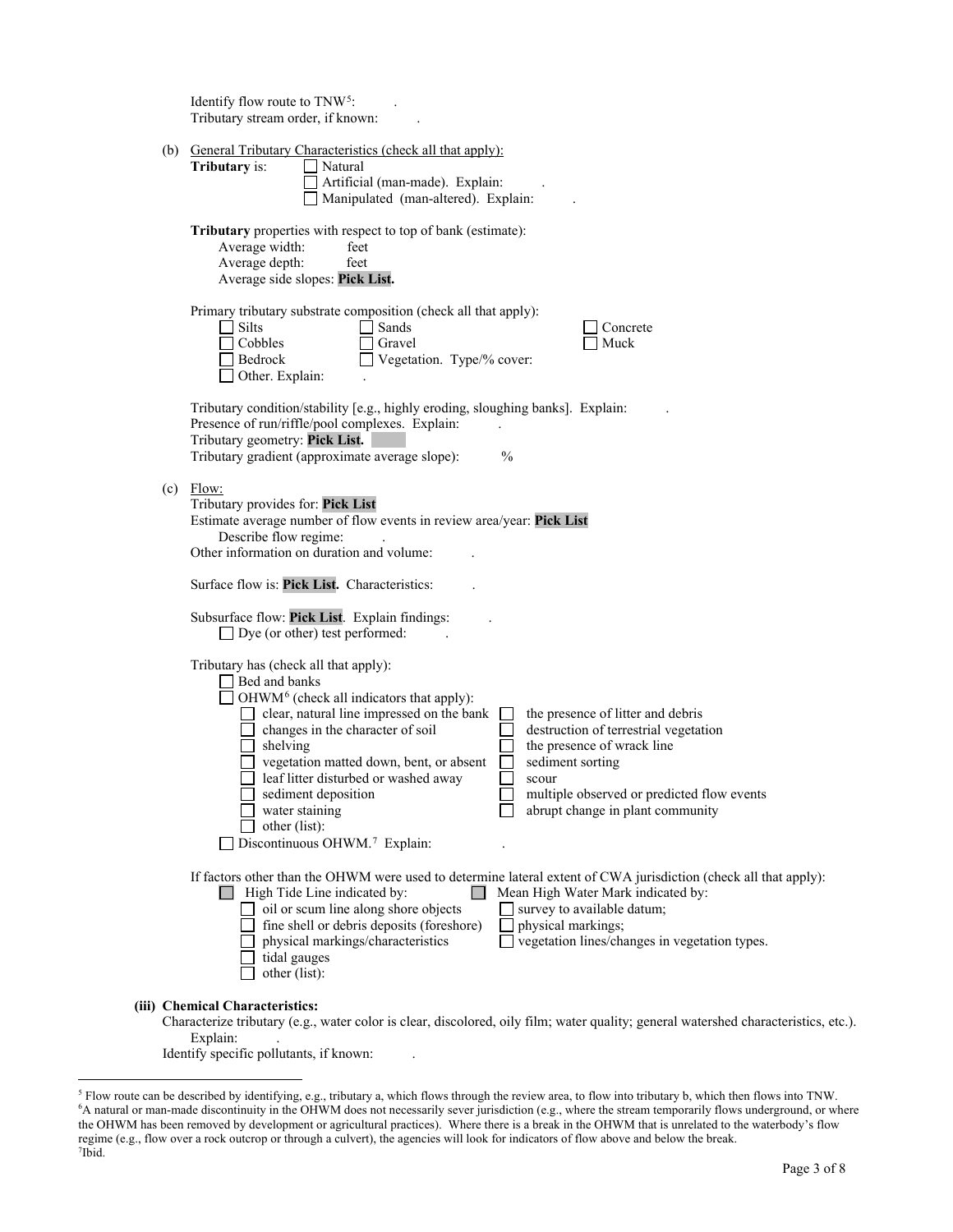Identify flow route to TNW[5]: .
Tributary stream order, if known: .

(b) General Tributary Characteristics (check all that apply):

**Tributary** is:
- ☐ Natural
- ☐ Artificial (man-made). Explain: .
- ☐ Manipulated (man-altered). Explain: .

**Tributary** properties with respect to top of bank (estimate):
- Average width: feet
- Average depth: feet
- Average side slopes: **Pick List.**

Primary tributary substrate composition (check all that apply):
- ☐ Silts
- ☐ Sands
- ☐ Concrete
- ☐ Cobbles
- ☐ Gravel
- ☐ Muck
- ☐ Bedrock
- ☐ Vegetation. Type/% cover:
- ☐ Other. Explain: .

Tributary condition/stability [e.g., highly eroding, sloughing banks]. Explain: .
Presence of run/riffle/pool complexes. Explain: .
Tributary geometry: **Pick List.**
Tributary gradient (approximate average slope): %

(c) Flow:

Tributary provides for: **Pick List**
Estimate average number of flow events in review area/year: **Pick List**
Describe flow regime: .
Other information on duration and volume: .

Surface flow is: **Pick List.** Characteristics: .

Subsurface flow: **Pick List**. Explain findings: .
- ☐ Dye (or other) test performed: .

Tributary has (check all that apply):
- ☐ Bed and banks
- ☐ OHWM[6] (check all indicators that apply):
  - ☐ clear, natural line impressed on the bank
  - ☐ the presence of litter and debris
  - ☐ changes in the character of soil
  - ☐ destruction of terrestrial vegetation
  - ☐ shelving
  - ☐ the presence of wrack line
  - ☐ vegetation matted down, bent, or absent
  - ☐ sediment sorting
  - ☐ leaf litter disturbed or washed away
  - ☐ scour
  - ☐ sediment deposition
  - ☐ multiple observed or predicted flow events
  - ☐ water staining
  - ☐ abrupt change in plant community
  - ☐ other (list):
- ☐ Discontinuous OHWM.[7] Explain: .

If factors other than the OHWM were used to determine lateral extent of CWA jurisdiction (check all that apply):
- ☐ High Tide Line indicated by:
  - ☐ oil or scum line along shore objects
  - ☐ fine shell or debris deposits (foreshore)
  - ☐ physical markings/characteristics
  - ☐ tidal gauges
  - ☐ other (list):
- ☐ Mean High Water Mark indicated by:
  - ☐ survey to available datum;
  - ☐ physical markings;
  - ☐ vegetation lines/changes in vegetation types.

**(iii) Chemical Characteristics:**

Characterize tributary (e.g., water color is clear, discolored, oily film; water quality; general watershed characteristics, etc.).
Explain: .
Identify specific pollutants, if known: .

---

[5] Flow route can be described by identifying, e.g., tributary a, which flows through the review area, to flow into tributary b, which then flows into TNW.
[6] A natural or man-made discontinuity in the OHWM does not necessarily sever jurisdiction (e.g., where the stream temporarily flows underground, or where the OHWM has been removed by development or agricultural practices). Where there is a break in the OHWM that is unrelated to the waterbody's flow regime (e.g., flow over a rock outcrop or through a culvert), the agencies will look for indicators of flow above and below the break.
[7] Ibid.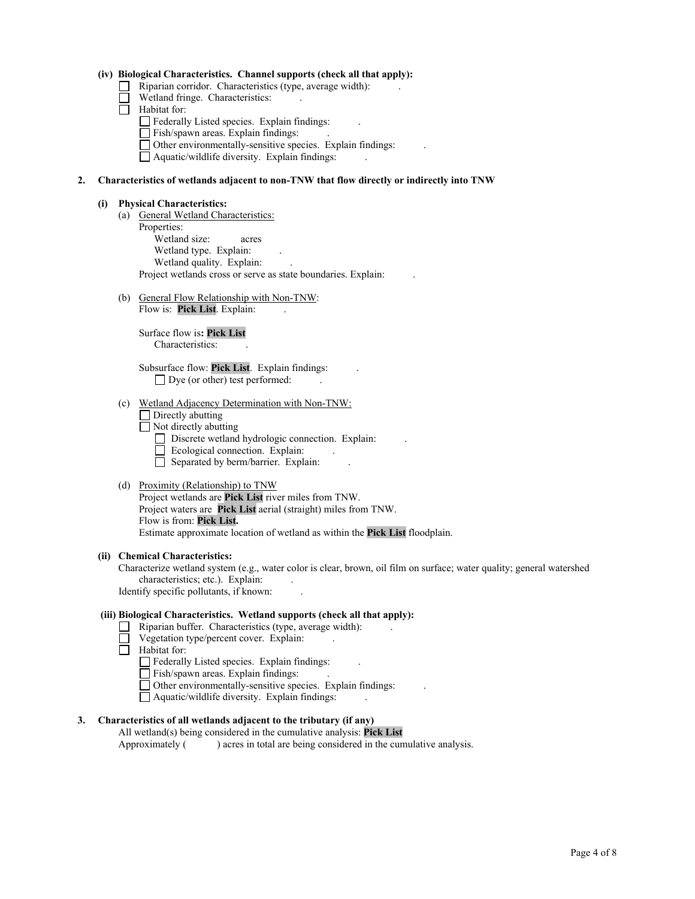**(iv) Biological Characteristics. Channel supports (check all that apply):**

- ☐ Riparian corridor. Characteristics (type, average width): .
- ☐ Wetland fringe. Characteristics: .
- ☐ Habitat for:
  - ☐ Federally Listed species. Explain findings: .
  - ☐ Fish/spawn areas. Explain findings: .
  - ☐ Other environmentally-sensitive species. Explain findings: .
  - ☐ Aquatic/wildlife diversity. Explain findings: .

**2. Characteristics of wetlands adjacent to non-TNW that flow directly or indirectly into TNW**

**(i) Physical Characteristics:**

(a) General Wetland Characteristics:

Properties:

Wetland size: acres

Wetland type. Explain: .

Wetland quality. Explain: .

Project wetlands cross or serve as state boundaries. Explain: .

(b) General Flow Relationship with Non-TNW:

Flow is: **Pick List**. Explain: .

Surface flow is**: Pick List**

Characteristics: .

Subsurface flow: **Pick List**. Explain findings: .

☐ Dye (or other) test performed: .

(c) Wetland Adjacency Determination with Non-TNW:

☐ Directly abutting

☐ Not directly abutting

- ☐ Discrete wetland hydrologic connection. Explain: .
- ☐ Ecological connection. Explain: .
- ☐ Separated by berm/barrier. Explain: .

(d) Proximity (Relationship) to TNW

Project wetlands are **Pick List** river miles from TNW.

Project waters are **Pick List** aerial (straight) miles from TNW.

Flow is from: **Pick List.**

Estimate approximate location of wetland as within the **Pick List** floodplain.

**(ii) Chemical Characteristics:**

Characterize wetland system (e.g., water color is clear, brown, oil film on surface; water quality; general watershed characteristics; etc.). Explain: .

Identify specific pollutants, if known: .

**(iii) Biological Characteristics. Wetland supports (check all that apply):**

- ☐ Riparian buffer. Characteristics (type, average width): .
- ☐ Vegetation type/percent cover. Explain: .
- ☐ Habitat for:
  - ☐ Federally Listed species. Explain findings: .
  - ☐ Fish/spawn areas. Explain findings: .
  - ☐ Other environmentally-sensitive species. Explain findings: .
  - ☐ Aquatic/wildlife diversity. Explain findings: .

**3. Characteristics of all wetlands adjacent to the tributary (if any)**

All wetland(s) being considered in the cumulative analysis: **Pick List**

Approximately ( ) acres in total are being considered in the cumulative analysis.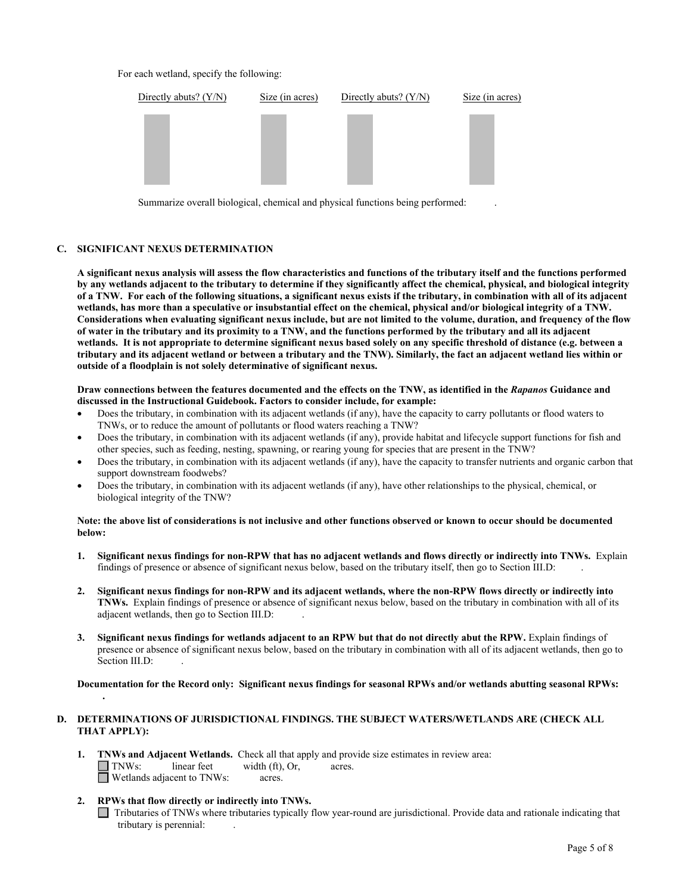For each wetland, specify the following:

| Directly abuts? (Y/N) | Size (in acres) | Directly abuts? (Y/N) | Size (in acres) |
|---|---|---|---|
| | | | |

Summarize overall biological, chemical and physical functions being performed: .

## C. SIGNIFICANT NEXUS DETERMINATION

**A significant nexus analysis will assess the flow characteristics and functions of the tributary itself and the functions performed by any wetlands adjacent to the tributary to determine if they significantly affect the chemical, physical, and biological integrity of a TNW. For each of the following situations, a significant nexus exists if the tributary, in combination with all of its adjacent wetlands, has more than a speculative or insubstantial effect on the chemical, physical and/or biological integrity of a TNW. Considerations when evaluating significant nexus include, but are not limited to the volume, duration, and frequency of the flow of water in the tributary and its proximity to a TNW, and the functions performed by the tributary and all its adjacent wetlands. It is not appropriate to determine significant nexus based solely on any specific threshold of distance (e.g. between a tributary and its adjacent wetland or between a tributary and the TNW). Similarly, the fact an adjacent wetland lies within or outside of a floodplain is not solely determinative of significant nexus.**

**Draw connections between the features documented and the effects on the TNW, as identified in the *Rapanos* Guidance and discussed in the Instructional Guidebook. Factors to consider include, for example:**

- Does the tributary, in combination with its adjacent wetlands (if any), have the capacity to carry pollutants or flood waters to TNWs, or to reduce the amount of pollutants or flood waters reaching a TNW?
- Does the tributary, in combination with its adjacent wetlands (if any), provide habitat and lifecycle support functions for fish and other species, such as feeding, nesting, spawning, or rearing young for species that are present in the TNW?
- Does the tributary, in combination with its adjacent wetlands (if any), have the capacity to transfer nutrients and organic carbon that support downstream foodwebs?
- Does the tributary, in combination with its adjacent wetlands (if any), have other relationships to the physical, chemical, or biological integrity of the TNW?

**Note: the above list of considerations is not inclusive and other functions observed or known to occur should be documented below:**

1. **Significant nexus findings for non-RPW that has no adjacent wetlands and flows directly or indirectly into TNWs.** Explain findings of presence or absence of significant nexus below, based on the tributary itself, then go to Section III.D: .

2. **Significant nexus findings for non-RPW and its adjacent wetlands, where the non-RPW flows directly or indirectly into TNWs.** Explain findings of presence or absence of significant nexus below, based on the tributary in combination with all of its adjacent wetlands, then go to Section III.D: .

3. **Significant nexus findings for wetlands adjacent to an RPW but that do not directly abut the RPW.** Explain findings of presence or absence of significant nexus below, based on the tributary in combination with all of its adjacent wetlands, then go to Section III.D: .

**Documentation for the Record only: Significant nexus findings for seasonal RPWs and/or wetlands abutting seasonal RPWs:**
**.**

## D. DETERMINATIONS OF JURISDICTIONAL FINDINGS. THE SUBJECT WATERS/WETLANDS ARE (CHECK ALL THAT APPLY):

1. **TNWs and Adjacent Wetlands.** Check all that apply and provide size estimates in review area:
   - ☐ TNWs: linear feet width (ft), Or, acres.
   - ☐ Wetlands adjacent to TNWs: acres.

2. **RPWs that flow directly or indirectly into TNWs.**
   - ☐ Tributaries of TNWs where tributaries typically flow year-round are jurisdictional. Provide data and rationale indicating that tributary is perennial: .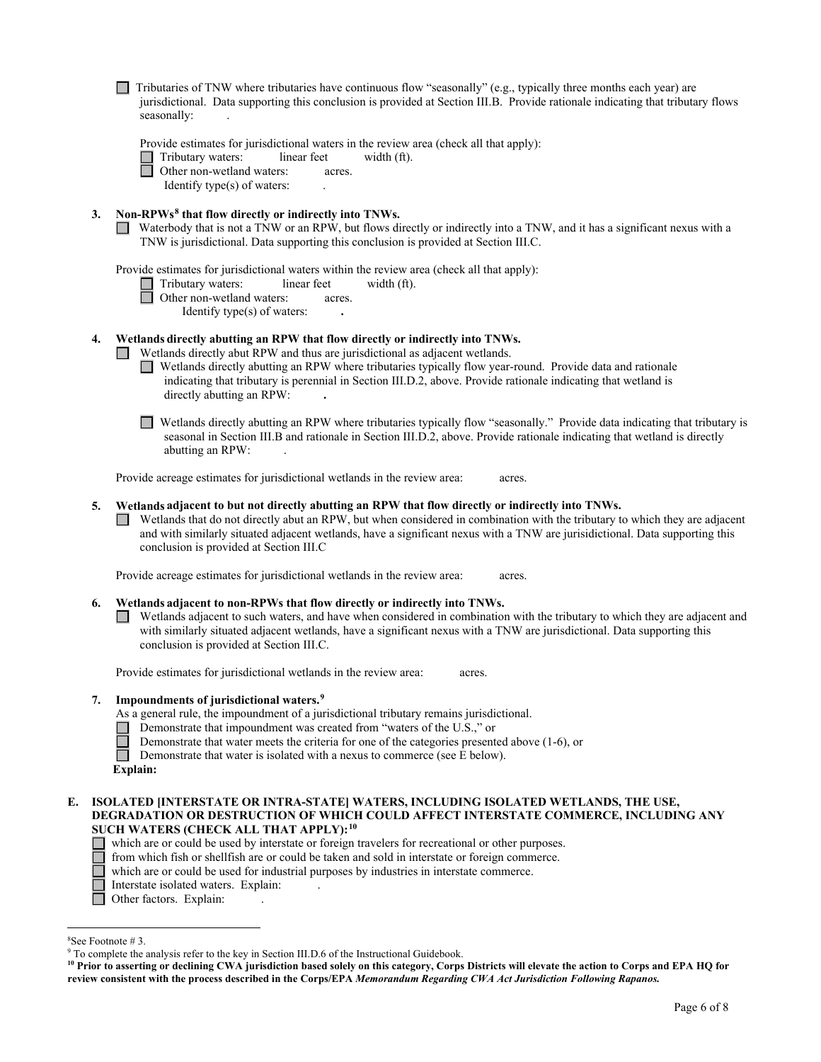☐ Tributaries of TNW where tributaries have continuous flow "seasonally" (e.g., typically three months each year) are jurisdictional. Data supporting this conclusion is provided at Section III.B. Provide rationale indicating that tributary flows seasonally: .

Provide estimates for jurisdictional waters in the review area (check all that apply):

☐ Tributary waters: linear feet width (ft).
☐ Other non-wetland waters: acres.
Identify type(s) of waters: .

**3. Non-RPWs[8] that flow directly or indirectly into TNWs.**

☐ Waterbody that is not a TNW or an RPW, but flows directly or indirectly into a TNW, and it has a significant nexus with a TNW is jurisdictional. Data supporting this conclusion is provided at Section III.C.

Provide estimates for jurisdictional waters within the review area (check all that apply):

☐ Tributary waters: linear feet width (ft).
☐ Other non-wetland waters: acres.
Identify type(s) of waters: **.**

**4. Wetlands directly abutting an RPW that flow directly or indirectly into TNWs.**

☐ Wetlands directly abut RPW and thus are jurisdictional as adjacent wetlands.

☐ Wetlands directly abutting an RPW where tributaries typically flow year-round. Provide data and rationale indicating that tributary is perennial in Section III.D.2, above. Provide rationale indicating that wetland is directly abutting an RPW: **.**

☐ Wetlands directly abutting an RPW where tributaries typically flow "seasonally." Provide data indicating that tributary is seasonal in Section III.B and rationale in Section III.D.2, above. Provide rationale indicating that wetland is directly abutting an RPW: .

Provide acreage estimates for jurisdictional wetlands in the review area: acres.

**5. Wetlands adjacent to but not directly abutting an RPW that flow directly or indirectly into TNWs.**

☐ Wetlands that do not directly abut an RPW, but when considered in combination with the tributary to which they are adjacent and with similarly situated adjacent wetlands, have a significant nexus with a TNW are jurisidictional. Data supporting this conclusion is provided at Section III.C

Provide acreage estimates for jurisdictional wetlands in the review area: acres.

**6. Wetlands adjacent to non-RPWs that flow directly or indirectly into TNWs.**

☐ Wetlands adjacent to such waters, and have when considered in combination with the tributary to which they are adjacent and with similarly situated adjacent wetlands, have a significant nexus with a TNW are jurisdictional. Data supporting this conclusion is provided at Section III.C.

Provide estimates for jurisdictional wetlands in the review area: acres.

**7. Impoundments of jurisdictional waters.[9]**

As a general rule, the impoundment of a jurisdictional tributary remains jurisdictional.

☐ Demonstrate that impoundment was created from "waters of the U.S.," or
☐ Demonstrate that water meets the criteria for one of the categories presented above (1-6), or
☐ Demonstrate that water is isolated with a nexus to commerce (see E below).

**Explain:**

**E. ISOLATED [INTERSTATE OR INTRA-STATE] WATERS, INCLUDING ISOLATED WETLANDS, THE USE, DEGRADATION OR DESTRUCTION OF WHICH COULD AFFECT INTERSTATE COMMERCE, INCLUDING ANY SUCH WATERS (CHECK ALL THAT APPLY):[10]**

☐ which are or could be used by interstate or foreign travelers for recreational or other purposes.
☐ from which fish or shellfish are or could be taken and sold in interstate or foreign commerce.
☐ which are or could be used for industrial purposes by industries in interstate commerce.
☐ Interstate isolated waters. Explain: .
☐ Other factors. Explain: .

---

[8] See Footnote # 3.

[9] To complete the analysis refer to the key in Section III.D.6 of the Instructional Guidebook.

**[10] Prior to asserting or declining CWA jurisdiction based solely on this category, Corps Districts will elevate the action to Corps and EPA HQ for review consistent with the process described in the Corps/EPA *Memorandum Regarding CWA Act Jurisdiction Following Rapanos.***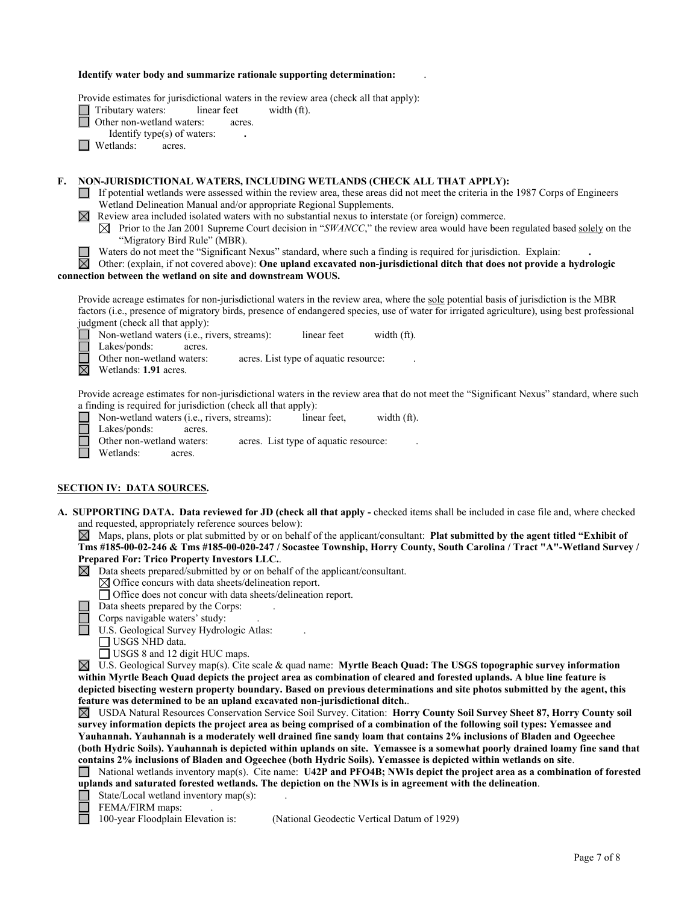**Identify water body and summarize rationale supporting determination:** .

Provide estimates for jurisdictional waters in the review area (check all that apply):

- ☐ Tributary waters: linear feet width (ft).
- ☐ Other non-wetland waters: acres.
  - Identify type(s) of waters: **.**
- ☐ Wetlands: acres.

**F. NON-JURISDICTIONAL WATERS, INCLUDING WETLANDS (CHECK ALL THAT APPLY):**

- ☐ If potential wetlands were assessed within the review area, these areas did not meet the criteria in the 1987 Corps of Engineers Wetland Delineation Manual and/or appropriate Regional Supplements.
- ☒ Review area included isolated waters with no substantial nexus to interstate (or foreign) commerce.
  - ☒ Prior to the Jan 2001 Supreme Court decision in "*SWANCC*," the review area would have been regulated based solely on the "Migratory Bird Rule" (MBR).
- ☐ Waters do not meet the "Significant Nexus" standard, where such a finding is required for jurisdiction. Explain: **.**
- ☒ Other: (explain, if not covered above): **One upland excavated non-jurisdictional ditch that does not provide a hydrologic connection between the wetland on site and downstream WOUS.**

Provide acreage estimates for non-jurisdictional waters in the review area, where the sole potential basis of jurisdiction is the MBR factors (i.e., presence of migratory birds, presence of endangered species, use of water for irrigated agriculture), using best professional judgment (check all that apply):

- ☐ Non-wetland waters (i.e., rivers, streams): linear feet width (ft).
- ☐ Lakes/ponds: acres.
- ☐ Other non-wetland waters: acres. List type of aquatic resource: .
- ☒ Wetlands: **1.91** acres.

Provide acreage estimates for non-jurisdictional waters in the review area that do not meet the "Significant Nexus" standard, where such a finding is required for jurisdiction (check all that apply):

- ☐ Non-wetland waters (i.e., rivers, streams): linear feet, width (ft).
- ☐ Lakes/ponds: acres.
- ☐ Other non-wetland waters: acres. List type of aquatic resource: .
- ☐ Wetlands: acres.

## SECTION IV: DATA SOURCES.

**A. SUPPORTING DATA. Data reviewed for JD (check all that apply -** checked items shall be included in case file and, where checked and requested, appropriately reference sources below):

- ☒ Maps, plans, plots or plat submitted by or on behalf of the applicant/consultant: **Plat submitted by the agent titled "Exhibit of Tms #185-00-02-246 & Tms #185-00-020-247 / Socastee Township, Horry County, South Carolina / Tract "A"-Wetland Survey / Prepared For: Trico Property Investors LLC.**.
- ☒ Data sheets prepared/submitted by or on behalf of the applicant/consultant.
  - ☒ Office concurs with data sheets/delineation report.
  - ☐ Office does not concur with data sheets/delineation report.
- ☐ Data sheets prepared by the Corps: .
- ☐ Corps navigable waters' study: .
- ☐ U.S. Geological Survey Hydrologic Atlas: .
  - ☐ USGS NHD data.
  - ☐ USGS 8 and 12 digit HUC maps.
- ☒ U.S. Geological Survey map(s). Cite scale & quad name: **Myrtle Beach Quad: The USGS topographic survey information within Myrtle Beach Quad depicts the project area as combination of cleared and forested uplands. A blue line feature is depicted bisecting western property boundary. Based on previous determinations and site photos submitted by the agent, this feature was determined to be an upland excavated non-jurisdictional ditch.**.
- ☒ USDA Natural Resources Conservation Service Soil Survey. Citation: **Horry County Soil Survey Sheet 87, Horry County soil survey information depicts the project area as being comprised of a combination of the following soil types: Yemassee and Yauhannah. Yauhannah is a moderately well drained fine sandy loam that contains 2% inclusions of Bladen and Ogeechee (both Hydric Soils). Yauhannah is depicted within uplands on site. Yemassee is a somewhat poorly drained loamy fine sand that contains 2% inclusions of Bladen and Ogeechee (both Hydric Soils). Yemassee is depicted within wetlands on site**.
- ☐ National wetlands inventory map(s). Cite name: **U42P and PFO4B; NWIs depict the project area as a combination of forested uplands and saturated forested wetlands. The depiction on the NWIs is in agreement with the delineation**.
- ☐ State/Local wetland inventory map(s): .
- ☐ FEMA/FIRM maps: .
- ☐ 100-year Floodplain Elevation is: (National Geodectic Vertical Datum of 1929)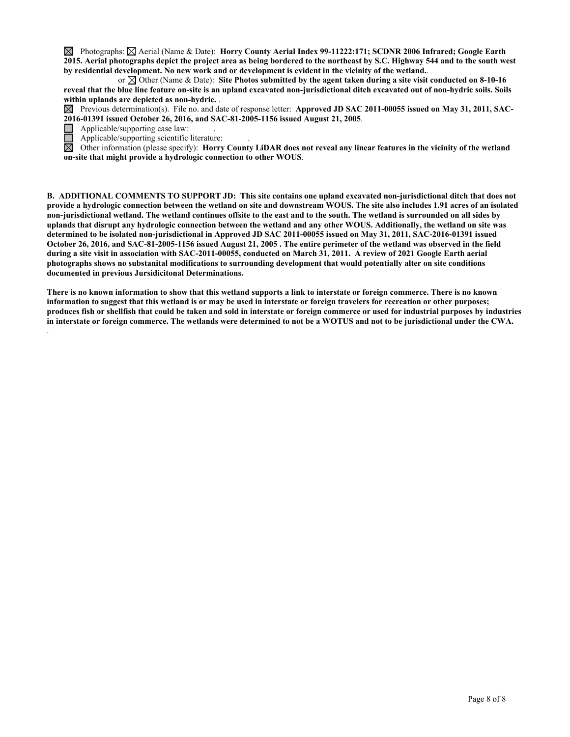☒ Photographs: ☒ Aerial (Name & Date): **Horry County Aerial Index 99-11222:171; SCDNR 2006 Infrared; Google Earth 2015. Aerial photographs depict the project area as being bordered to the northeast by S.C. Highway 544 and to the south west by residential development. No new work and or development is evident in the vicinity of the wetland.**.

or ☒ Other (Name & Date): **Site Photos submitted by the agent taken during a site visit conducted on 8-10-16 reveal that the blue line feature on-site is an upland excavated non-jurisdictional ditch excavated out of non-hydric soils. Soils within uplands are depicted as non-hydric.** .

☒ Previous determination(s). File no. and date of response letter: **Approved JD SAC 2011-00055 issued on May 31, 2011, SAC-2016-01391 issued October 26, 2016, and SAC-81-2005-1156 issued August 21, 2005**.

☐ Applicable/supporting case law: .

☐ Applicable/supporting scientific literature: .

☒ Other information (please specify): **Horry County LiDAR does not reveal any linear features in the vicinity of the wetland on-site that might provide a hydrologic connection to other WOUS**.

**B. ADDITIONAL COMMENTS TO SUPPORT JD: This site contains one upland excavated non-jurisdictional ditch that does not provide a hydrologic connection between the wetland on site and downstream WOUS. The site also includes 1.91 acres of an isolated non-jurisdictional wetland. The wetland continues offsite to the east and to the south. The wetland is surrounded on all sides by uplands that disrupt any hydrologic connection between the wetland and any other WOUS. Additionally, the wetland on site was determined to be isolated non-jurisdictional in Approved JD SAC 2011-00055 issued on May 31, 2011, SAC-2016-01391 issued October 26, 2016, and SAC-81-2005-1156 issued August 21, 2005 . The entire perimeter of the wetland was observed in the field during a site visit in association with SAC-2011-00055, conducted on March 31, 2011. A review of 2021 Google Earth aerial photographs shows no substanital modifications to surrounding development that would potentially alter on site conditions documented in previous Jursidicitonal Determinations.**

**There is no known information to show that this wetland supports a link to interstate or foreign commerce. There is no known information to suggest that this wetland is or may be used in interstate or foreign travelers for recreation or other purposes; produces fish or shellfish that could be taken and sold in interstate or foreign commerce or used for industrial purposes by industries in interstate or foreign commerce. The wetlands were determined to not be a WOTUS and not to be jurisdictional under the CWA.**

.